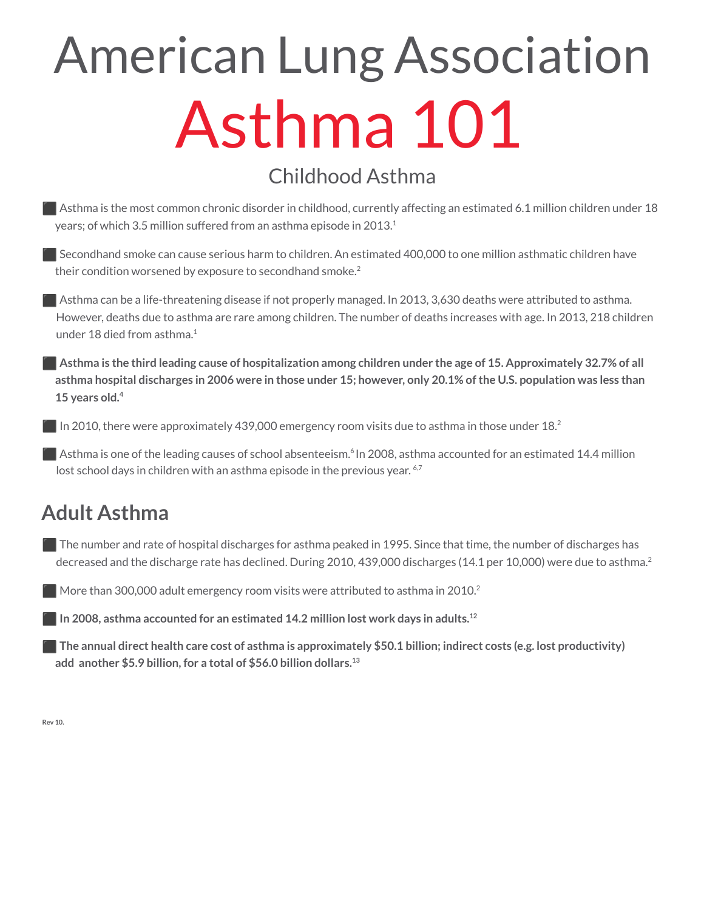# American Lung Association

# Asthma 101

## Childhood Asthma

- Asthma is the most common chronic disorder in childhood, currently affecting an estimated 6.1 million children under 18 years; of which 3.5 million suffered from an asthma episode in 2013.[1]

- Secondhand smoke can cause serious harm to children. An estimated 400,000 to one million asthmatic children have their condition worsened by exposure to secondhand smoke.[2]

- Asthma can be a life-threatening disease if not properly managed. In 2013, 3,630 deaths were attributed to asthma. However, deaths due to asthma are rare among children. The number of deaths increases with age. In 2013, 218 children under 18 died from asthma.[1]

- **Asthma is the third leading cause of hospitalization among children under the age of 15. Approximately 32.7% of all asthma hospital discharges in 2006 were in those under 15; however, only 20.1% of the U.S. population was less than 15 years old.[4]**

- In 2010, there were approximately 439,000 emergency room visits due to asthma in those under 18.[2]

- Asthma is one of the leading causes of school absenteeism.[6] In 2008, asthma accounted for an estimated 14.4 million lost school days in children with an asthma episode in the previous year.[6,7]

## Adult Asthma

- The number and rate of hospital discharges for asthma peaked in 1995. Since that time, the number of discharges has decreased and the discharge rate has declined. During 2010, 439,000 discharges (14.1 per 10,000) were due to asthma.[2]

- More than 300,000 adult emergency room visits were attributed to asthma in 2010.[2]

- **In 2008, asthma accounted for an estimated 14.2 million lost work days in adults.[12]**

- **The annual direct health care cost of asthma is approximately $50.1 billion; indirect costs (e.g. lost productivity) add another $5.9 billion, for a total of $56.0 billion dollars.[13]**

Rev 10.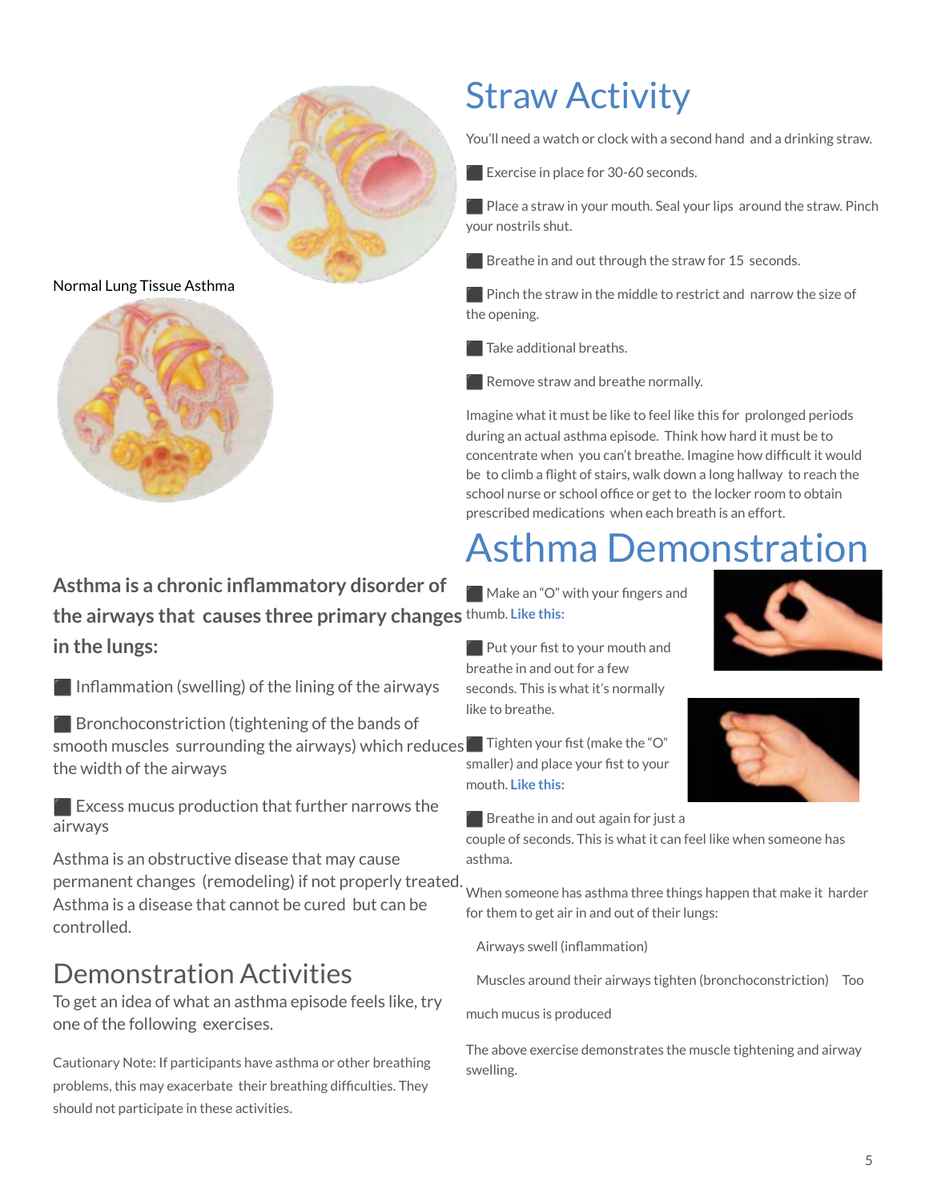Normal Lung Tissue Asthma

**Asthma is a chronic inflammatory disorder of the airways that causes three primary changes in the lungs:**

- Inflammation (swelling) of the lining of the airways
- Bronchoconstriction (tightening of the bands of smooth muscles surrounding the airways) which reduces the width of the airways
- Excess mucus production that further narrows the airways

Asthma is an obstructive disease that may cause permanent changes (remodeling) if not properly treated. Asthma is a disease that cannot be cured but can be controlled.

## Demonstration Activities

To get an idea of what an asthma episode feels like, try one of the following exercises.

Cautionary Note: If participants have asthma or other breathing problems, this may exacerbate their breathing difficulties. They should not participate in these activities.

# Straw Activity

You'll need a watch or clock with a second hand and a drinking straw.

- Exercise in place for 30-60 seconds.
- Place a straw in your mouth. Seal your lips around the straw. Pinch your nostrils shut.
- Breathe in and out through the straw for 15 seconds.
- Pinch the straw in the middle to restrict and narrow the size of the opening.
- Take additional breaths.
- Remove straw and breathe normally.

Imagine what it must be like to feel like this for prolonged periods during an actual asthma episode. Think how hard it must be to concentrate when you can't breathe. Imagine how difficult it would be to climb a flight of stairs, walk down a long hallway to reach the school nurse or school office or get to the locker room to obtain prescribed medications when each breath is an effort.

# Asthma Demonstration

- Make an "O" with your fingers and thumb. **Like this:**
- Put your fist to your mouth and breathe in and out for a few seconds. This is what it's normally like to breathe.
- Tighten your fist (make the "O" smaller) and place your fist to your mouth. **Like this:**
- Breathe in and out again for just a couple of seconds. This is what it can feel like when someone has asthma.

When someone has asthma three things happen that make it harder for them to get air in and out of their lungs:

Airways swell (inflammation)

Muscles around their airways tighten (bronchoconstriction) Too much mucus is produced

The above exercise demonstrates the muscle tightening and airway swelling.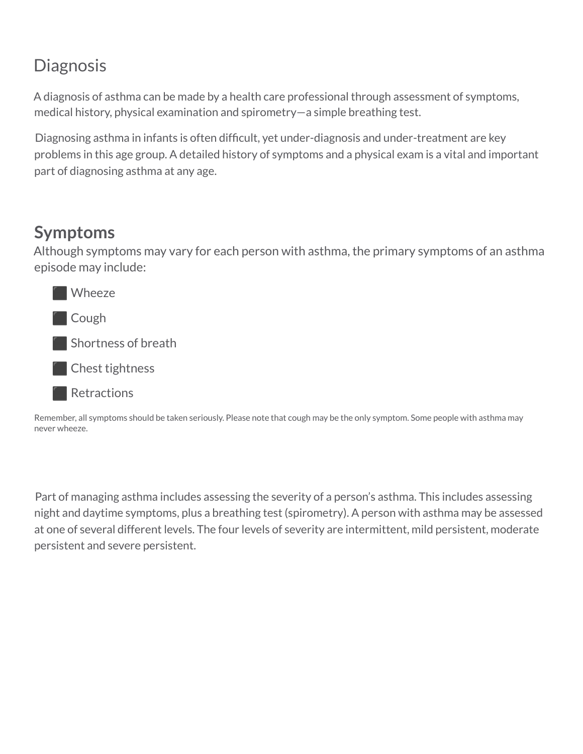## Diagnosis

A diagnosis of asthma can be made by a health care professional through assessment of symptoms, medical history, physical examination and spirometry—a simple breathing test.

Diagnosing asthma in infants is often difficult, yet under-diagnosis and under-treatment are key problems in this age group. A detailed history of symptoms and a physical exam is a vital and important part of diagnosing asthma at any age.

## Symptoms

Although symptoms may vary for each person with asthma, the primary symptoms of an asthma episode may include:

- Wheeze
- Cough
- Shortness of breath
- Chest tightness
- Retractions

Remember, all symptoms should be taken seriously. Please note that cough may be the only symptom. Some people with asthma may never wheeze.

Part of managing asthma includes assessing the severity of a person's asthma. This includes assessing night and daytime symptoms, plus a breathing test (spirometry). A person with asthma may be assessed at one of several different levels. The four levels of severity are intermittent, mild persistent, moderate persistent and severe persistent.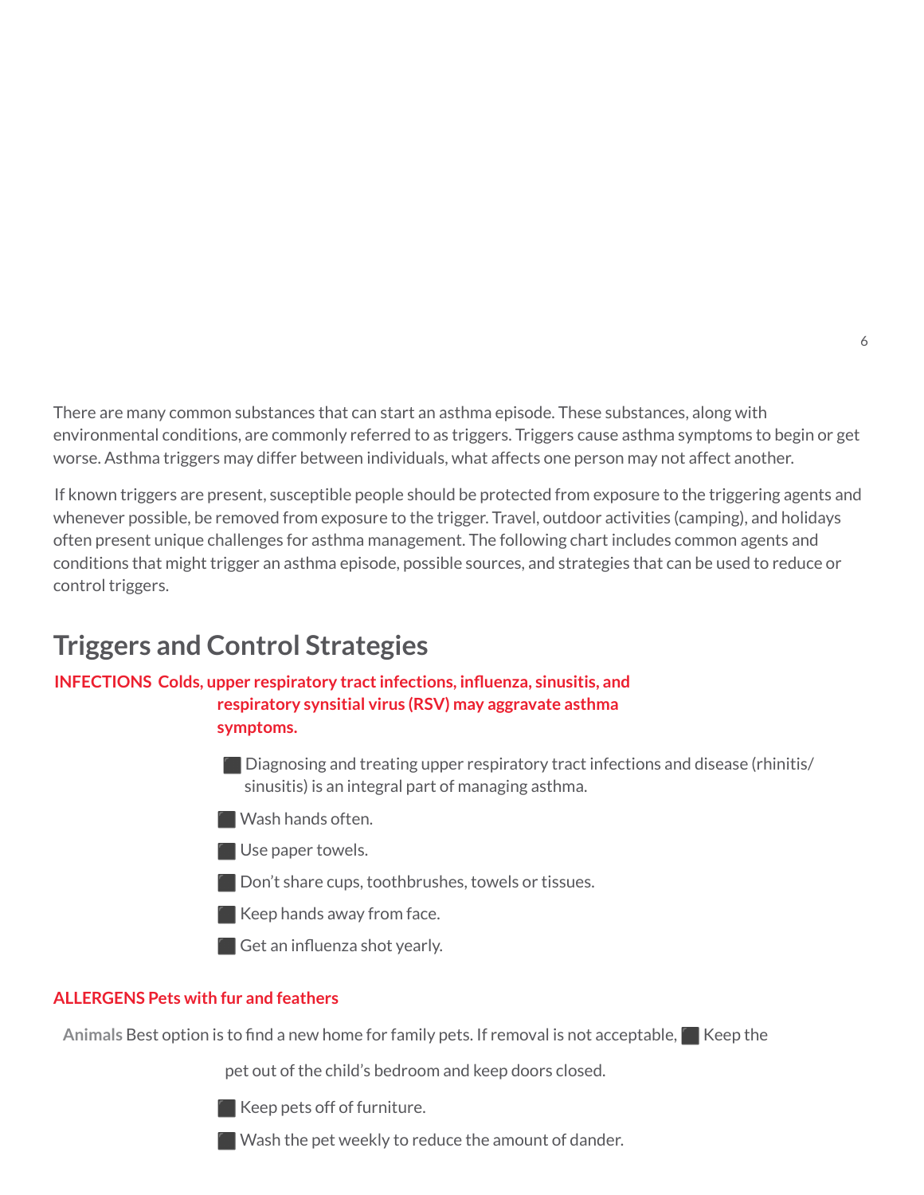There are many common substances that can start an asthma episode. These substances, along with environmental conditions, are commonly referred to as triggers. Triggers cause asthma symptoms to begin or get worse. Asthma triggers may differ between individuals, what affects one person may not affect another.

If known triggers are present, susceptible people should be protected from exposure to the triggering agents and whenever possible, be removed from exposure to the trigger. Travel, outdoor activities (camping), and holidays often present unique challenges for asthma management. The following chart includes common agents and conditions that might trigger an asthma episode, possible sources, and strategies that can be used to reduce or control triggers.

## Triggers and Control Strategies

**INFECTIONS Colds, upper respiratory tract infections, influenza, sinusitis, and respiratory synsitial virus (RSV) may aggravate asthma symptoms.**

- Diagnosing and treating upper respiratory tract infections and disease (rhinitis/ sinusitis) is an integral part of managing asthma.
- Wash hands often.
- Use paper towels.
- Don't share cups, toothbrushes, towels or tissues.
- Keep hands away from face.
- Get an influenza shot yearly.

**ALLERGENS Pets with fur and feathers**

**Animals** Best option is to find a new home for family pets. If removal is not acceptable,

- Keep the pet out of the child's bedroom and keep doors closed.
- Keep pets off of furniture.
- Wash the pet weekly to reduce the amount of dander.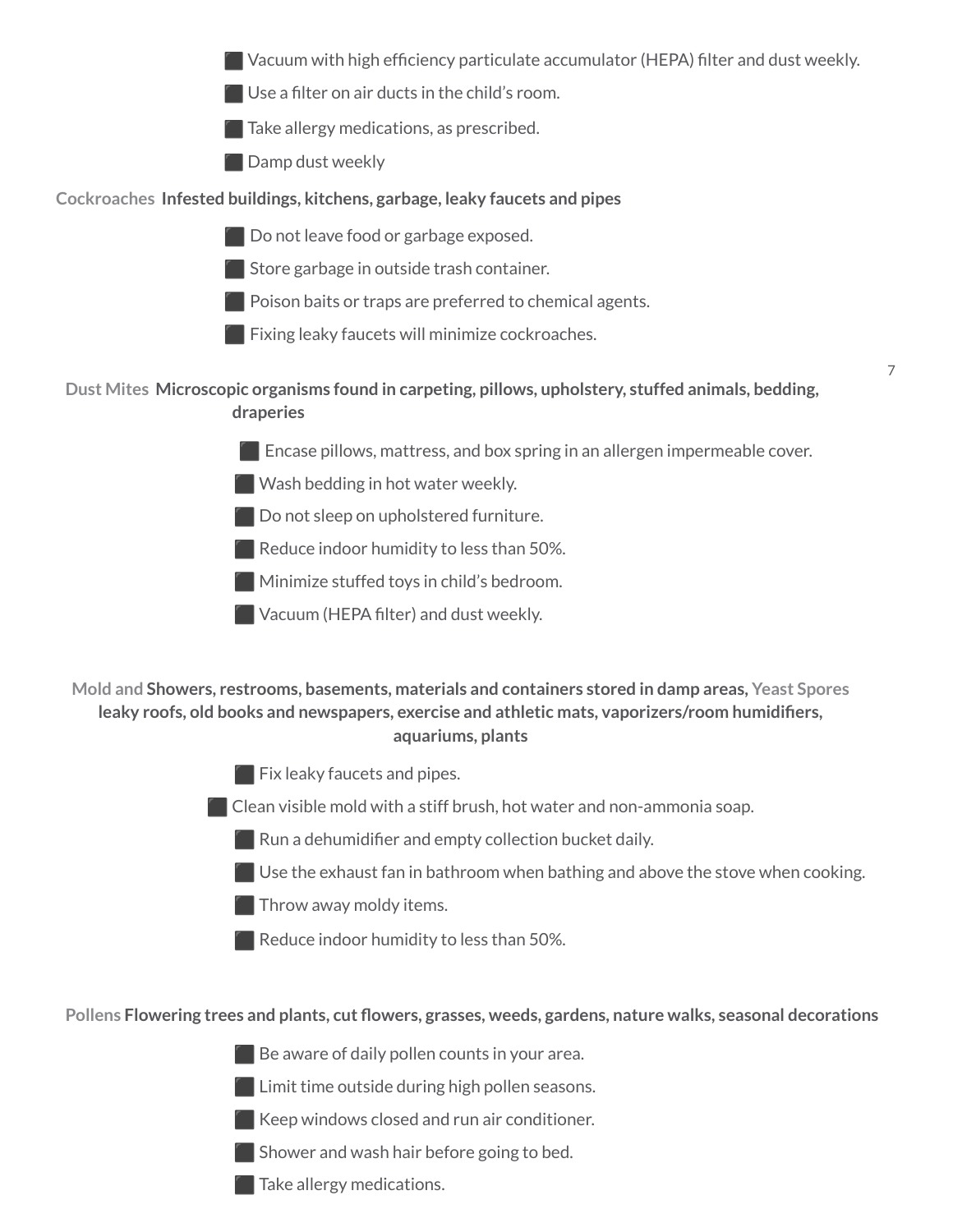- ⬛ Vacuum with high efficiency particulate accumulator (HEPA) filter and dust weekly.
- ⬛ Use a filter on air ducts in the child's room.
- ⬛ Take allergy medications, as prescribed.
- ⬛ Damp dust weekly

Cockroaches **Infested buildings, kitchens, garbage, leaky faucets and pipes**

- ⬛ Do not leave food or garbage exposed.
- ⬛ Store garbage in outside trash container.
- ⬛ Poison baits or traps are preferred to chemical agents.
- ⬛ Fixing leaky faucets will minimize cockroaches.

Dust Mites **Microscopic organisms found in carpeting, pillows, upholstery, stuffed animals, bedding, draperies**

- ⬛ Encase pillows, mattress, and box spring in an allergen impermeable cover.
- ⬛ Wash bedding in hot water weekly.
- ⬛ Do not sleep on upholstered furniture.
- ⬛ Reduce indoor humidity to less than 50%.
- ⬛ Minimize stuffed toys in child's bedroom.
- ⬛ Vacuum (HEPA filter) and dust weekly.

Mold and Yeast Spores **Showers, restrooms, basements, materials and containers stored in damp areas, leaky roofs, old books and newspapers, exercise and athletic mats, vaporizers/room humidifiers, aquariums, plants**

- ⬛ Fix leaky faucets and pipes.
- ⬛ Clean visible mold with a stiff brush, hot water and non-ammonia soap.
- ⬛ Run a dehumidifier and empty collection bucket daily.
- ⬛ Use the exhaust fan in bathroom when bathing and above the stove when cooking.
- ⬛ Throw away moldy items.
- ⬛ Reduce indoor humidity to less than 50%.

Pollens **Flowering trees and plants, cut flowers, grasses, weeds, gardens, nature walks, seasonal decorations**

- ⬛ Be aware of daily pollen counts in your area.
- ⬛ Limit time outside during high pollen seasons.
- ⬛ Keep windows closed and run air conditioner.
- ⬛ Shower and wash hair before going to bed.
- ⬛ Take allergy medications.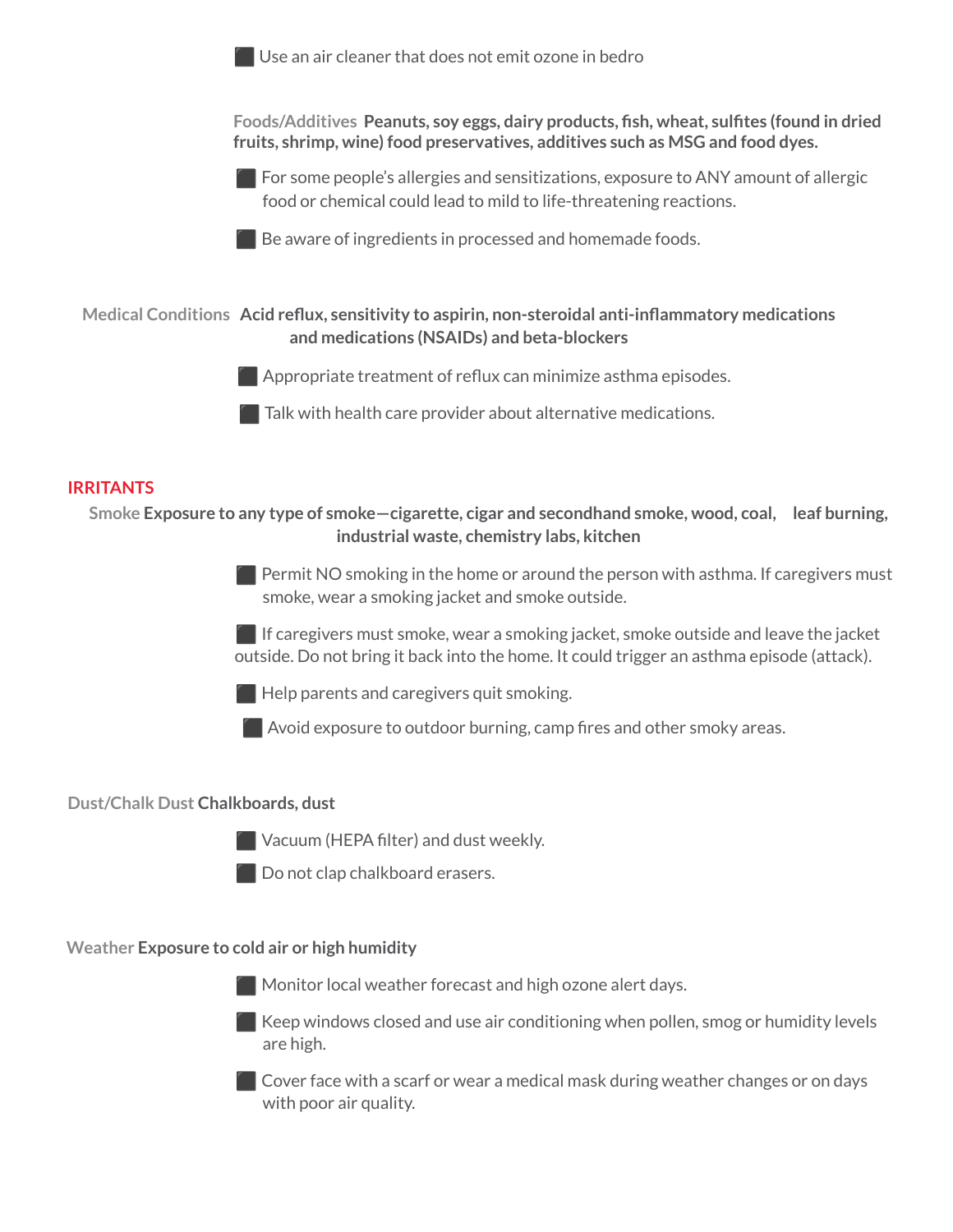- Use an air cleaner that does not emit ozone in bedro

Foods/Additives **Peanuts, soy eggs, dairy products, fish, wheat, sulfites (found in dried fruits, shrimp, wine) food preservatives, additives such as MSG and food dyes.**

- For some people's allergies and sensitizations, exposure to ANY amount of allergic food or chemical could lead to mild to life-threatening reactions.
- Be aware of ingredients in processed and homemade foods.

Medical Conditions **Acid reflux, sensitivity to aspirin, non-steroidal anti-inflammatory medications and medications (NSAIDs) and beta-blockers**

- Appropriate treatment of reflux can minimize asthma episodes.
- Talk with health care provider about alternative medications.

## IRRITANTS

Smoke **Exposure to any type of smoke—cigarette, cigar and secondhand smoke, wood, coal, leaf burning, industrial waste, chemistry labs, kitchen**

- Permit NO smoking in the home or around the person with asthma. If caregivers must smoke, wear a smoking jacket and smoke outside.
- If caregivers must smoke, wear a smoking jacket, smoke outside and leave the jacket outside. Do not bring it back into the home. It could trigger an asthma episode (attack).
- Help parents and caregivers quit smoking.
- Avoid exposure to outdoor burning, camp fires and other smoky areas.

Dust/Chalk Dust **Chalkboards, dust**

- Vacuum (HEPA filter) and dust weekly.
- Do not clap chalkboard erasers.

Weather **Exposure to cold air or high humidity**

- Monitor local weather forecast and high ozone alert days.
- Keep windows closed and use air conditioning when pollen, smog or humidity levels are high.
- Cover face with a scarf or wear a medical mask during weather changes or on days with poor air quality.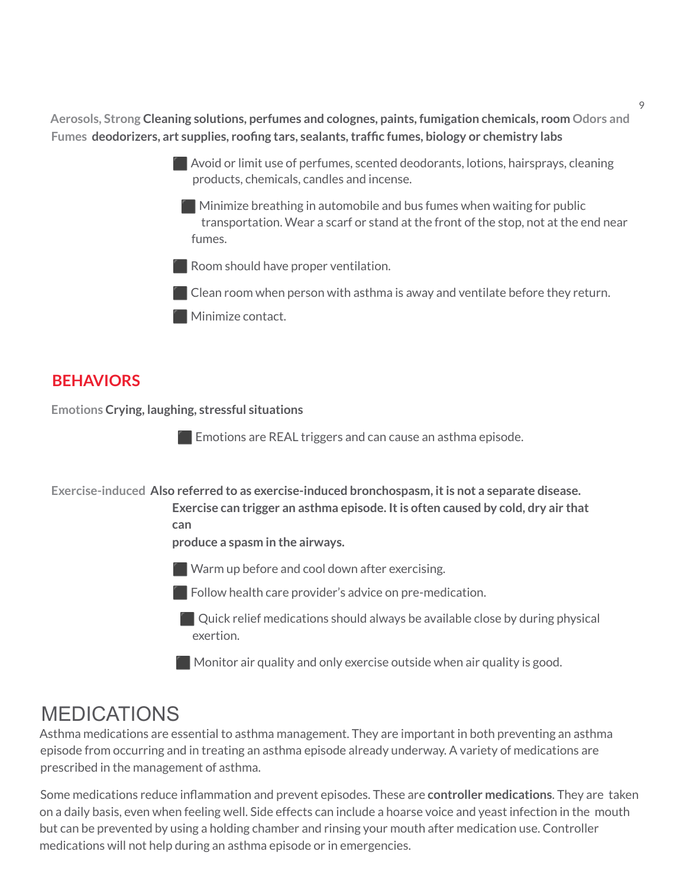**Aerosols, Strong Odors and Fumes** **Cleaning solutions, perfumes and colognes, paints, fumigation chemicals, room deodorizers, art supplies, roofing tars, sealants, traffic fumes, biology or chemistry labs**

- Avoid or limit use of perfumes, scented deodorants, lotions, hairsprays, cleaning products, chemicals, candles and incense.
- Minimize breathing in automobile and bus fumes when waiting for public transportation. Wear a scarf or stand at the front of the stop, not at the end near fumes.
- Room should have proper ventilation.
- Clean room when person with asthma is away and ventilate before they return.
- Minimize contact.

## BEHAVIORS

**Emotions** **Crying, laughing, stressful situations**

- Emotions are REAL triggers and can cause an asthma episode.

**Exercise-induced** **Also referred to as exercise-induced bronchospasm, it is not a separate disease. Exercise can trigger an asthma episode. It is often caused by cold, dry air that can produce a spasm in the airways.**

- Warm up before and cool down after exercising.
- Follow health care provider's advice on pre-medication.
- Quick relief medications should always be available close by during physical exertion.
- Monitor air quality and only exercise outside when air quality is good.

# MEDICATIONS

Asthma medications are essential to asthma management. They are important in both preventing an asthma episode from occurring and in treating an asthma episode already underway. A variety of medications are prescribed in the management of asthma.

Some medications reduce inflammation and prevent episodes. These are **controller medications**. They are taken on a daily basis, even when feeling well. Side effects can include a hoarse voice and yeast infection in the mouth but can be prevented by using a holding chamber and rinsing your mouth after medication use. Controller medications will not help during an asthma episode or in emergencies.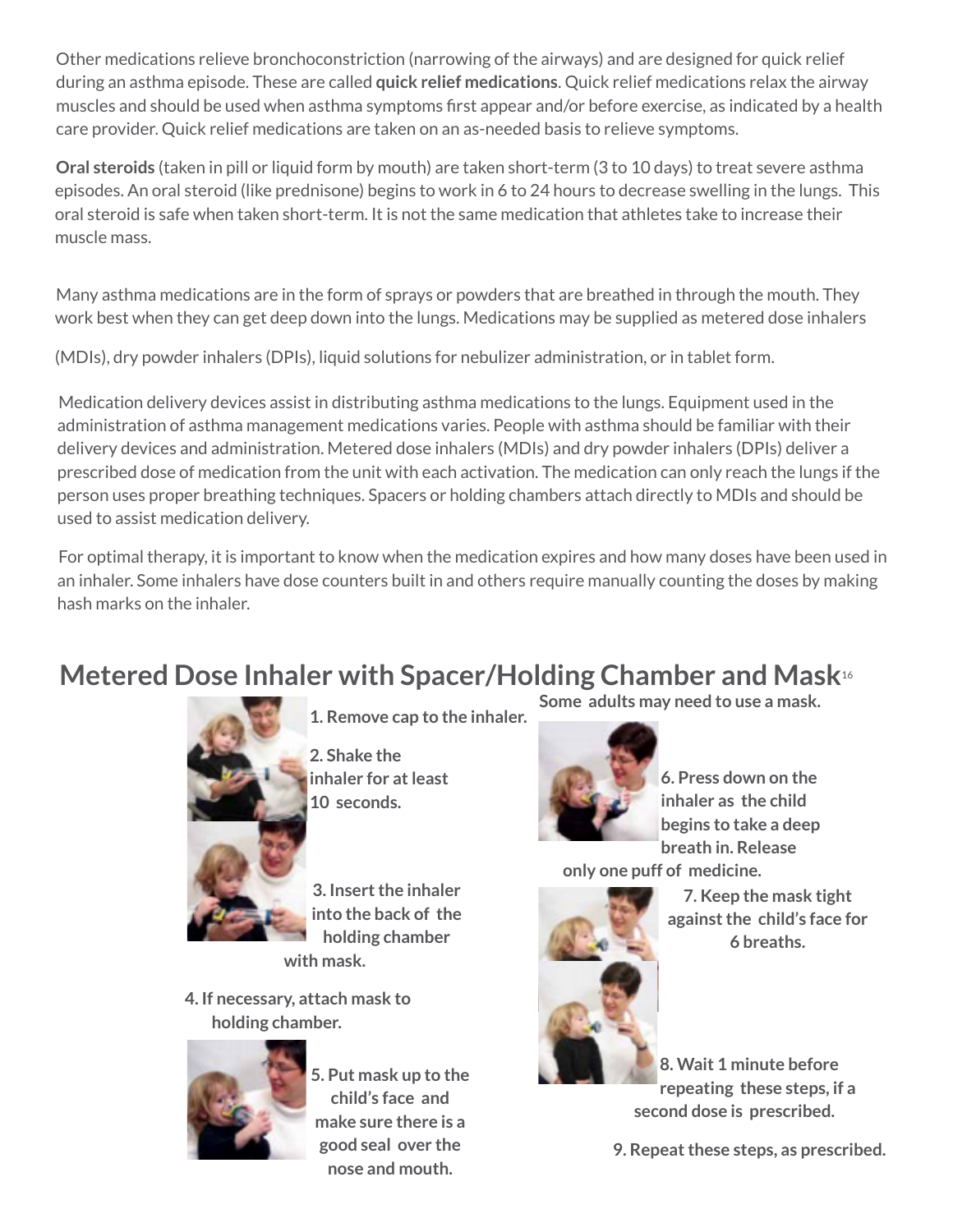Other medications relieve bronchoconstriction (narrowing of the airways) and are designed for quick relief during an asthma episode. These are called **quick relief medications**. Quick relief medications relax the airway muscles and should be used when asthma symptoms first appear and/or before exercise, as indicated by a health care provider. Quick relief medications are taken on an as-needed basis to relieve symptoms.

**Oral steroids** (taken in pill or liquid form by mouth) are taken short-term (3 to 10 days) to treat severe asthma episodes. An oral steroid (like prednisone) begins to work in 6 to 24 hours to decrease swelling in the lungs. This oral steroid is safe when taken short-term. It is not the same medication that athletes take to increase their muscle mass.

Many asthma medications are in the form of sprays or powders that are breathed in through the mouth. They work best when they can get deep down into the lungs. Medications may be supplied as metered dose inhalers (MDIs), dry powder inhalers (DPIs), liquid solutions for nebulizer administration, or in tablet form.

Medication delivery devices assist in distributing asthma medications to the lungs. Equipment used in the administration of asthma management medications varies. People with asthma should be familiar with their delivery devices and administration. Metered dose inhalers (MDIs) and dry powder inhalers (DPIs) deliver a prescribed dose of medication from the unit with each activation. The medication can only reach the lungs if the person uses proper breathing techniques. Spacers or holding chambers attach directly to MDIs and should be used to assist medication delivery.

For optimal therapy, it is important to know when the medication expires and how many doses have been used in an inhaler. Some inhalers have dose counters built in and others require manually counting the doses by making hash marks on the inhaler.

## Metered Dose Inhaler with Spacer/Holding Chamber and Mask[16]

**1. Remove cap to the inhaler.**

**2. Shake the inhaler for at least 10 seconds.**

**3. Insert the inhaler into the back of the holding chamber with mask.**

**4. If necessary, attach mask to holding chamber.**

**5. Put mask up to the child's face and make sure there is a good seal over the nose and mouth.**

**Some adults may need to use a mask.**

**6. Press down on the inhaler as the child begins to take a deep breath in. Release only one puff of medicine.**

**7. Keep the mask tight against the child's face for 6 breaths.**

**8. Wait 1 minute before repeating these steps, if a second dose is prescribed.**

**9. Repeat these steps, as prescribed.**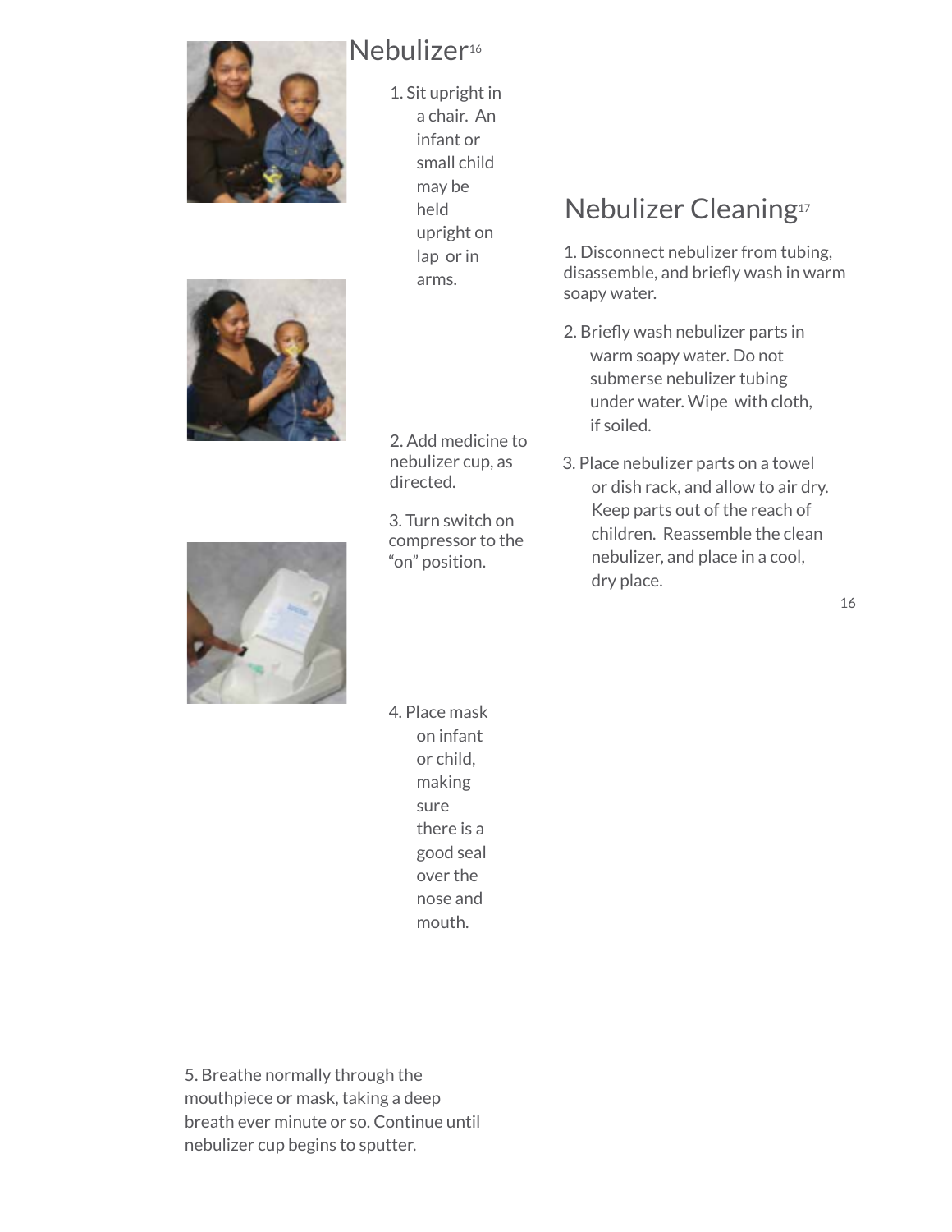# Nebulizer[16]

1. Sit upright in a chair. An infant or small child may be held upright on lap or in arms.

2. Add medicine to nebulizer cup, as directed.

3. Turn switch on compressor to the "on" position.

4. Place mask on infant or child, making sure there is a good seal over the nose and mouth.

5. Breathe normally through the mouthpiece or mask, taking a deep breath ever minute or so. Continue until nebulizer cup begins to sputter.

# Nebulizer Cleaning[17]

1. Disconnect nebulizer from tubing, disassemble, and briefly wash in warm soapy water.

2. Briefly wash nebulizer parts in warm soapy water. Do not submerse nebulizer tubing under water. Wipe with cloth, if soiled.

3. Place nebulizer parts on a towel or dish rack, and allow to air dry. Keep parts out of the reach of children. Reassemble the clean nebulizer, and place in a cool, dry place.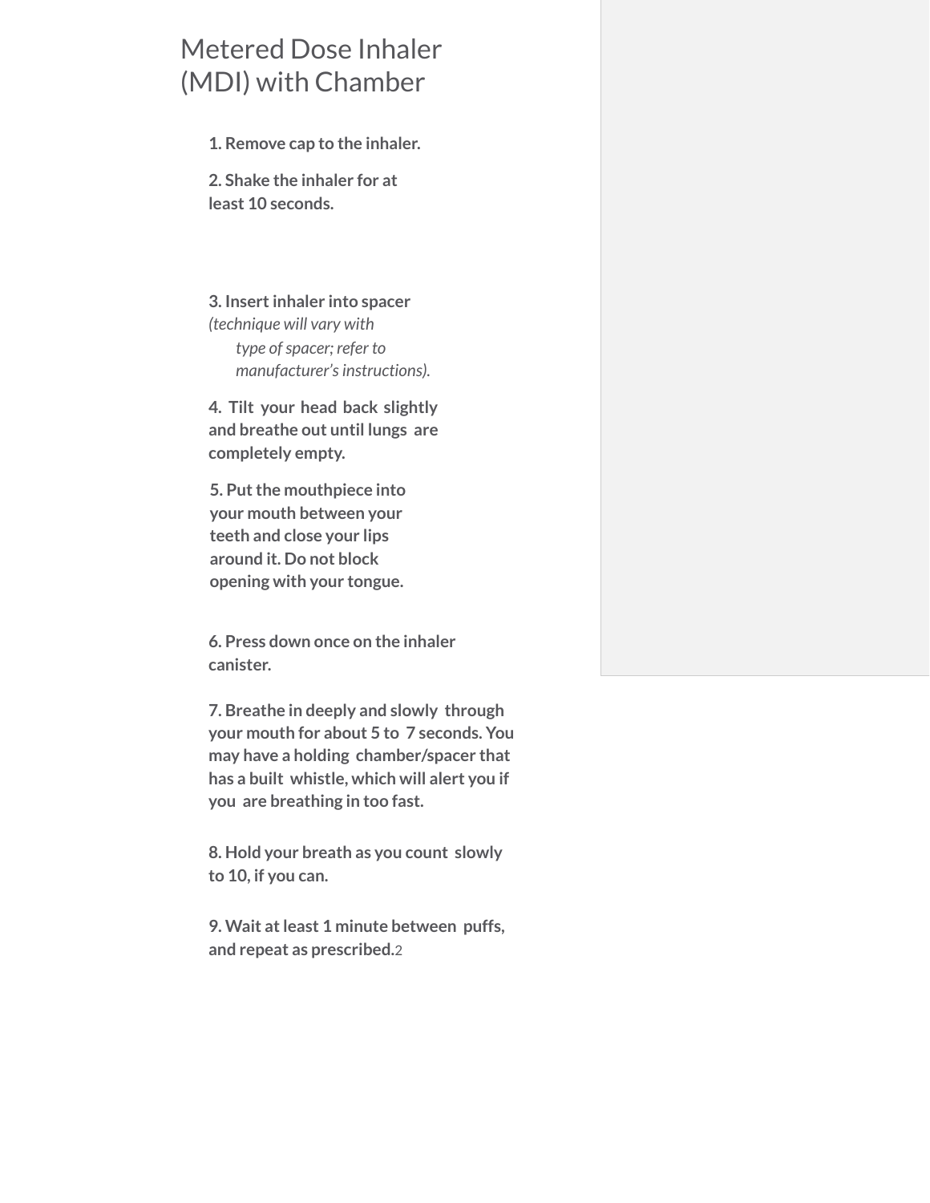# Metered Dose Inhaler (MDI) with Chamber

1. **Remove cap to the inhaler.**
2. **Shake the inhaler for at least 10 seconds.**
3. **Insert inhaler into spacer** *(technique will vary with type of spacer; refer to manufacturer's instructions).*
4. **Tilt your head back slightly and breathe out until lungs are completely empty.**
5. **Put the mouthpiece into your mouth between your teeth and close your lips around it. Do not block opening with your tongue.**
6. **Press down once on the inhaler canister.**
7. **Breathe in deeply and slowly through your mouth for about 5 to 7 seconds. You may have a holding chamber/spacer that has a built whistle, which will alert you if you are breathing in too fast.**
8. **Hold your breath as you count slowly to 10, if you can.**
9. **Wait at least 1 minute between puffs, and repeat as prescribed.**[2]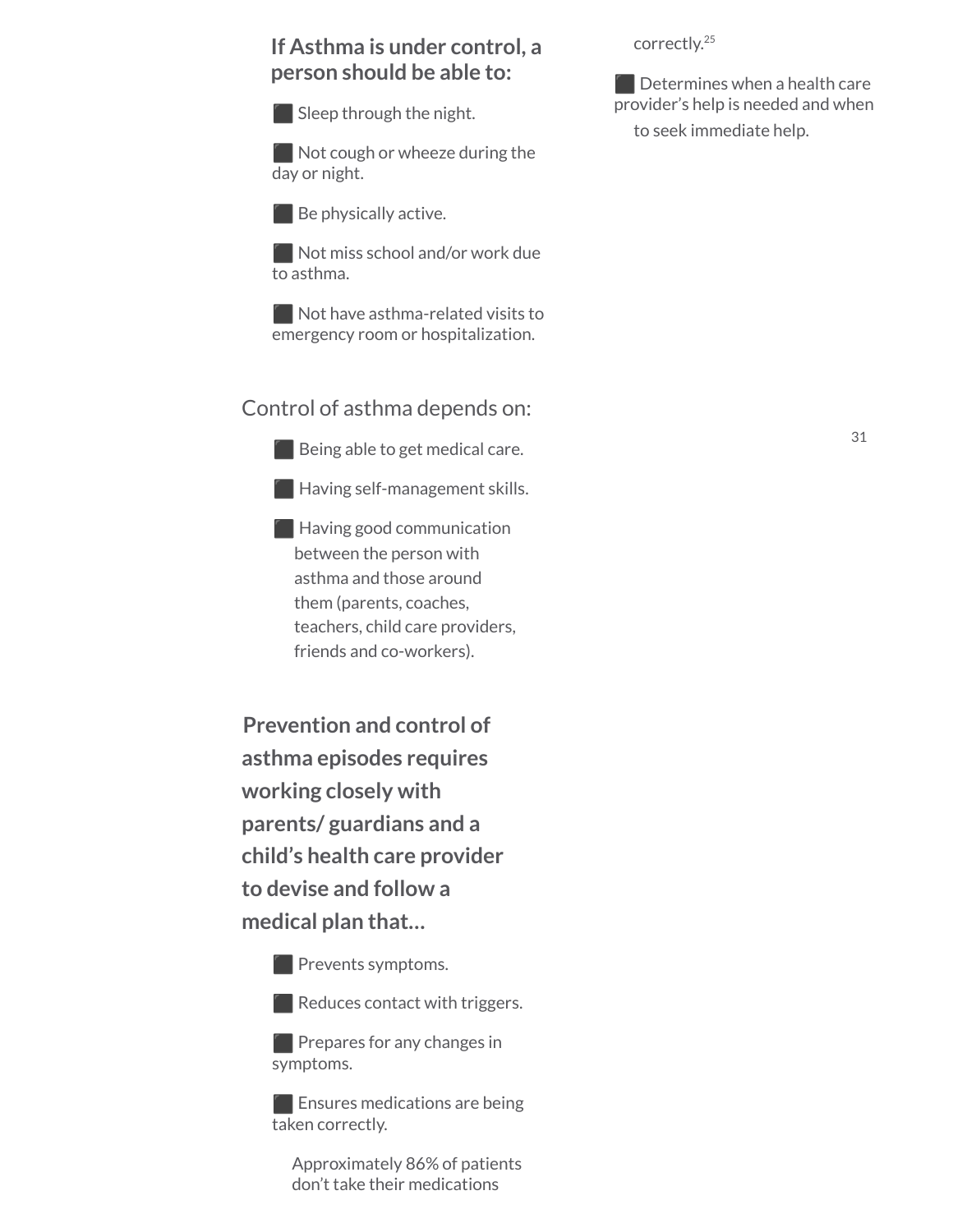**If Asthma is under control, a person should be able to:**

- Sleep through the night.
- Not cough or wheeze during the day or night.
- Be physically active.
- Not miss school and/or work due to asthma.
- Not have asthma-related visits to emergency room or hospitalization.

Control of asthma depends on:

- Being able to get medical care.
- Having self-management skills.
- Having good communication between the person with asthma and those around them (parents, coaches, teachers, child care providers, friends and co-workers).

**Prevention and control of asthma episodes requires working closely with parents/ guardians and a child's health care provider to devise and follow a medical plan that…**

- Prevents symptoms.
- Reduces contact with triggers.
- Prepares for any changes in symptoms.
- Ensures medications are being taken correctly.

  Approximately 86% of patients don't take their medications correctly.[25]
- Determines when a health care provider's help is needed and when to seek immediate help.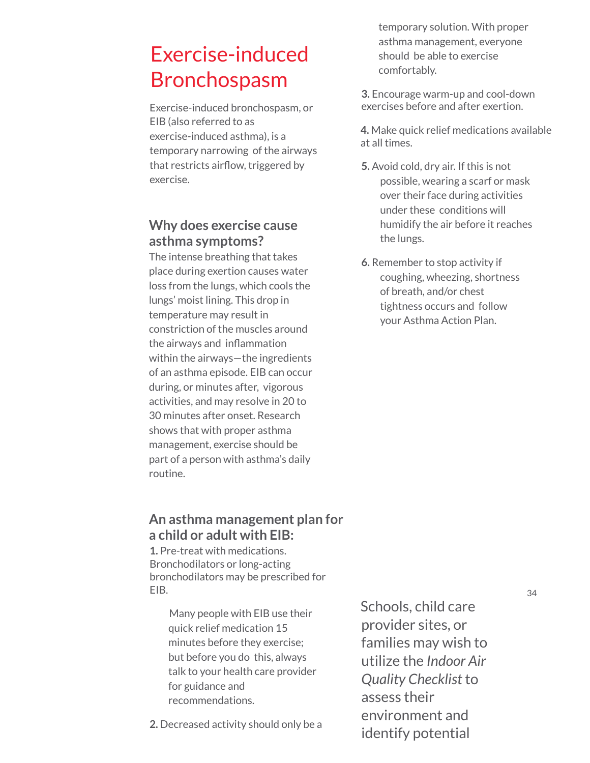# Exercise-induced Bronchospasm

Exercise-induced bronchospasm, or EIB (also referred to as exercise-induced asthma), is a temporary narrowing of the airways that restricts airflow, triggered by exercise.

## Why does exercise cause asthma symptoms?

The intense breathing that takes place during exertion causes water loss from the lungs, which cools the lungs' moist lining. This drop in temperature may result in constriction of the muscles around the airways and inflammation within the airways—the ingredients of an asthma episode. EIB can occur during, or minutes after, vigorous activities, and may resolve in 20 to 30 minutes after onset. Research shows that with proper asthma management, exercise should be part of a person with asthma's daily routine.

## An asthma management plan for a child or adult with EIB:

**1.** Pre-treat with medications. Bronchodilators or long-acting bronchodilators may be prescribed for EIB.

Many people with EIB use their quick relief medication 15 minutes before they exercise; but before you do this, always talk to your health care provider for guidance and recommendations.

**2.** Decreased activity should only be a temporary solution. With proper asthma management, everyone should be able to exercise comfortably.

**3.** Encourage warm-up and cool-down exercises before and after exertion.

**4.** Make quick relief medications available at all times.

**5.** Avoid cold, dry air. If this is not possible, wearing a scarf or mask over their face during activities under these conditions will humidify the air before it reaches the lungs.

**6.** Remember to stop activity if coughing, wheezing, shortness of breath, and/or chest tightness occurs and follow your Asthma Action Plan.

Schools, child care provider sites, or families may wish to utilize the *Indoor Air Quality Checklist* to assess their environment and identify potential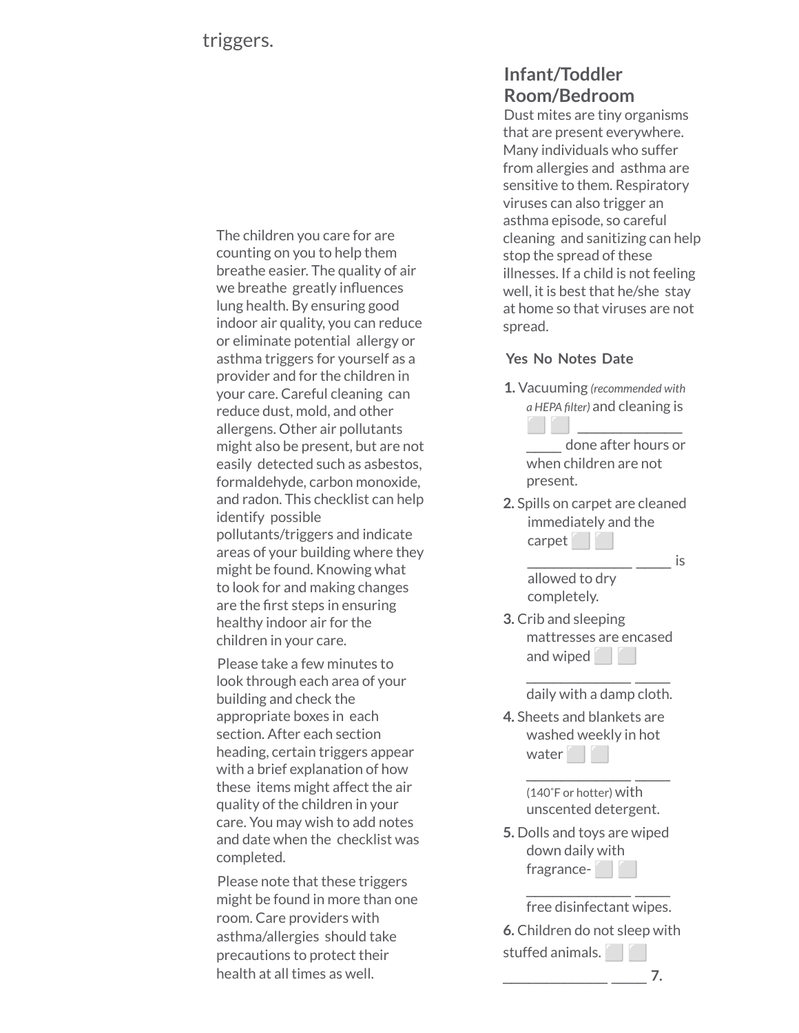triggers.

The children you care for are counting on you to help them breathe easier. The quality of air we breathe greatly influences lung health. By ensuring good indoor air quality, you can reduce or eliminate potential allergy or asthma triggers for yourself as a provider and for the children in your care. Careful cleaning can reduce dust, mold, and other allergens. Other air pollutants might also be present, but are not easily detected such as asbestos, formaldehyde, carbon monoxide, and radon. This checklist can help identify possible pollutants/triggers and indicate areas of your building where they might be found. Knowing what to look for and making changes are the first steps in ensuring healthy indoor air for the children in your care.

Please take a few minutes to look through each area of your building and check the appropriate boxes in each section. After each section heading, certain triggers appear with a brief explanation of how these items might affect the air quality of the children in your care. You may wish to add notes and date when the checklist was completed.

Please note that these triggers might be found in more than one room. Care providers with asthma/allergies should take precautions to protect their health at all times as well.

## Infant/Toddler Room/Bedroom

Dust mites are tiny organisms that are present everywhere. Many individuals who suffer from allergies and asthma are sensitive to them. Respiratory viruses can also trigger an asthma episode, so careful cleaning and sanitizing can help stop the spread of these illnesses. If a child is not feeling well, it is best that he/she stay at home so that viruses are not spread.

**Yes No Notes Date**

**1.** Vacuuming *(recommended with a HEPA filter)* and cleaning is ⬜ ⬜ ______________ _____ done after hours or when children are not present.

**2.** Spills on carpet are cleaned immediately and the carpet ⬜ ⬜ ______________ _____ is allowed to dry completely.

**3.** Crib and sleeping mattresses are encased and wiped ⬜ ⬜ ______________ _____ daily with a damp cloth.

**4.** Sheets and blankets are washed weekly in hot water ⬜ ⬜ ______________ _____ (140˚F or hotter) with unscented detergent.

**5.** Dolls and toys are wiped down daily with fragrance- ⬜ ⬜ ______________ _____ free disinfectant wipes.

**6.** Children do not sleep with stuffed animals. ⬜ ⬜ ______________ _____ **7.**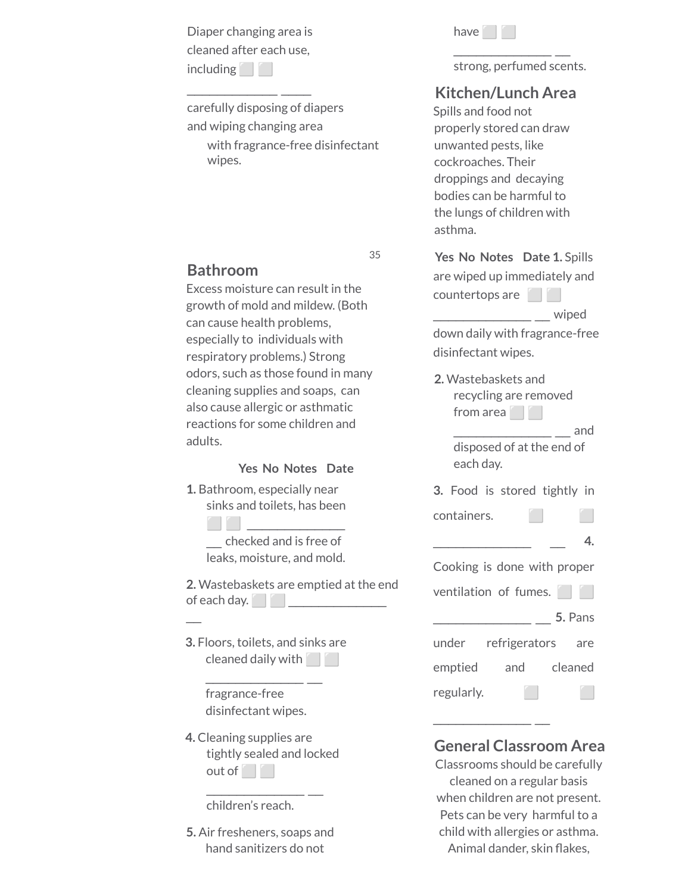Diaper changing area is cleaned after each use, including ⬜ ⬜ _______________ _____ carefully disposing of diapers and wiping changing area with fragrance-free disinfectant wipes.

## Bathroom

Excess moisture can result in the growth of mold and mildew. (Both can cause health problems, especially to individuals with respiratory problems.) Strong odors, such as those found in many cleaning supplies and soaps, can also cause allergic or asthmatic reactions for some children and adults.

**Yes No Notes Date**

**1.** Bathroom, especially near sinks and toilets, has been ⬜ ⬜ _______________ ___ checked and is free of leaks, moisture, and mold.

**2.** Wastebaskets are emptied at the end of each day. ⬜ ⬜ _______________ ___

**3.** Floors, toilets, and sinks are cleaned daily with ⬜ ⬜ _______________ ___ fragrance-free disinfectant wipes.

**4.** Cleaning supplies are tightly sealed and locked out of ⬜ ⬜ _______________ ___ children's reach.

**5.** Air fresheners, soaps and hand sanitizers do not have ⬜ ⬜ _______________ ___ strong, perfumed scents.

## Kitchen/Lunch Area

Spills and food not properly stored can draw unwanted pests, like cockroaches. Their droppings and decaying bodies can be harmful to the lungs of children with asthma.

**Yes No Notes Date**

**1.** Spills are wiped up immediately and countertops are ⬜ ⬜ _______________ ___ wiped down daily with fragrance-free disinfectant wipes.

**2.** Wastebaskets and recycling are removed from area ⬜ ⬜ _______________ ___ and disposed of at the end of each day.

**3.** Food is stored tightly in containers. ⬜ ⬜ _______________ ___

**4.** Cooking is done with proper ventilation of fumes. ⬜ ⬜ _______________ ___

**5.** Pans under refrigerators are emptied and cleaned regularly. ⬜ ⬜ _______________ ___

## General Classroom Area

Classrooms should be carefully cleaned on a regular basis when children are not present. Pets can be very harmful to a child with allergies or asthma. Animal dander, skin flakes,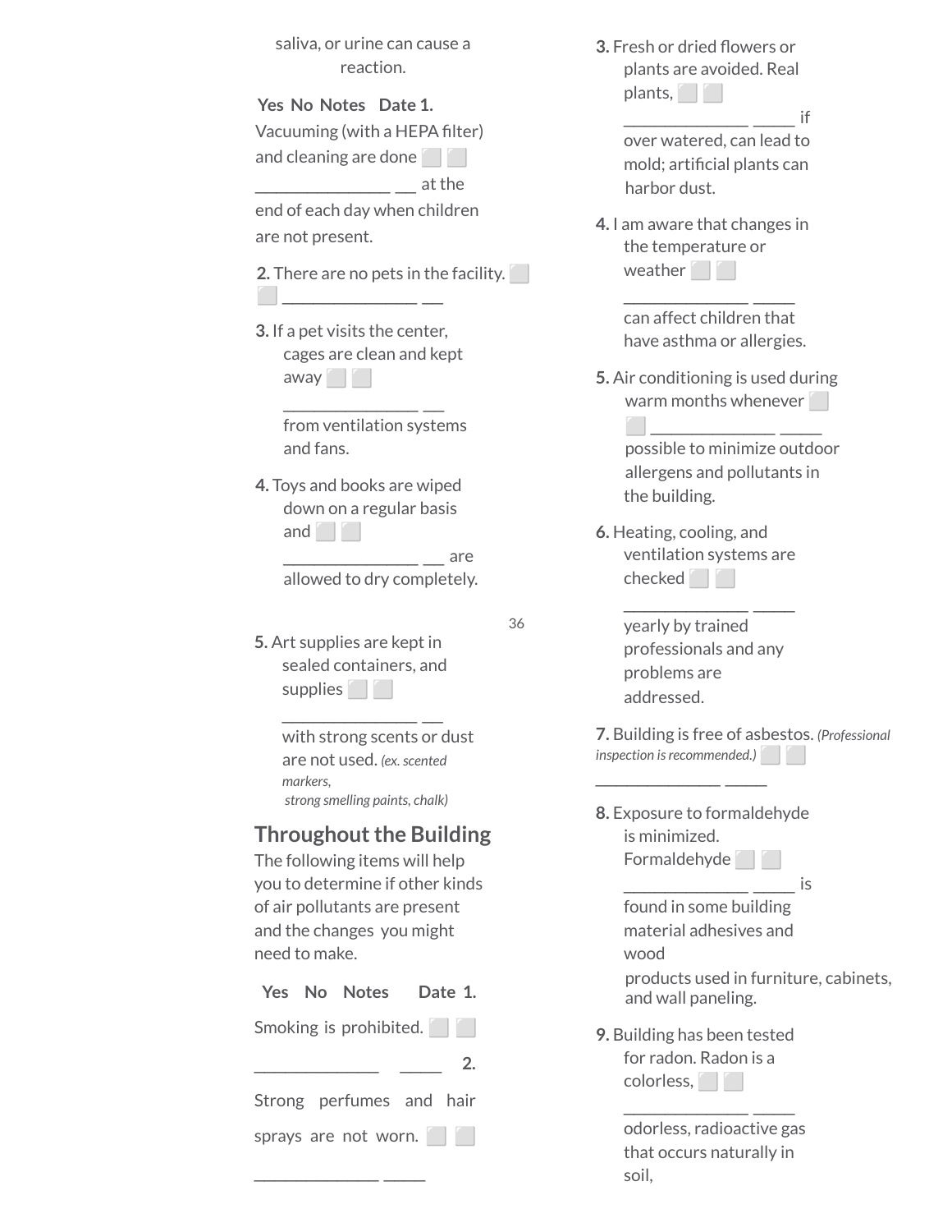saliva, or urine can cause a reaction.

| Yes | No | Notes | Date |
|---|---|---|---|
| **1.** Vacuuming (with a HEPA filter) and cleaning are done at the end of each day when children are not present. | ⬜ | ⬜ | |
| **2.** There are no pets in the facility. | ⬜ | ⬜ | |
| **3.** If a pet visits the center, cages are clean and kept away from ventilation systems and fans. | ⬜ | ⬜ | |
| **4.** Toys and books are wiped down on a regular basis and are allowed to dry completely. | ⬜ | ⬜ | |
| **5.** Art supplies are kept in sealed containers, and supplies with strong scents or dust are not used. *(ex. scented markers, strong smelling paints, chalk)* | ⬜ | ⬜ | |

## Throughout the Building

The following items will help you to determine if other kinds of air pollutants are present and the changes you might need to make.

| Yes | No | Notes | Date |
|---|---|---|---|
| **1.** Smoking is prohibited. | ⬜ | ⬜ | |
| **2.** Strong perfumes and hair sprays are not worn. | ⬜ | ⬜ | |
| **3.** Fresh or dried flowers or plants are avoided. Real plants, if over watered, can lead to mold; artificial plants can harbor dust. | ⬜ | ⬜ | |
| **4.** I am aware that changes in the temperature or weather can affect children that have asthma or allergies. | ⬜ | ⬜ | |
| **5.** Air conditioning is used during warm months whenever possible to minimize outdoor allergens and pollutants in the building. | ⬜ | ⬜ | |
| **6.** Heating, cooling, and ventilation systems are checked yearly by trained professionals and any problems are addressed. | ⬜ | ⬜ | |
| **7.** Building is free of asbestos. *(Professional inspection is recommended.)* | ⬜ | ⬜ | |
| **8.** Exposure to formaldehyde is minimized. Formaldehyde is found in some building material adhesives and wood products used in furniture, cabinets, and wall paneling. | ⬜ | ⬜ | |
| **9.** Building has been tested for radon. Radon is a colorless, odorless, radioactive gas that occurs naturally in soil, | ⬜ | ⬜ | |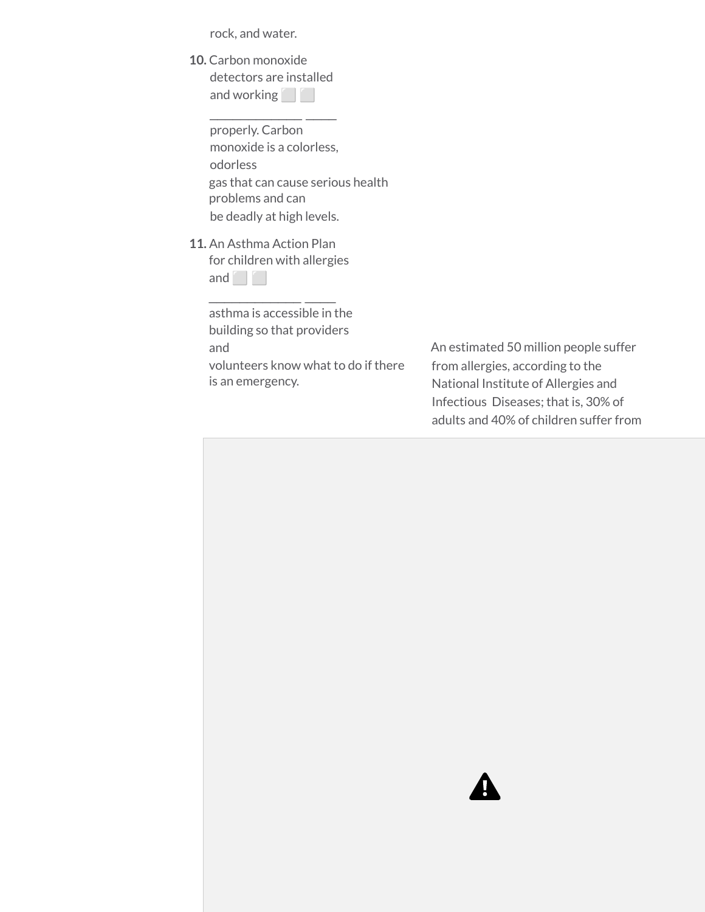rock, and water.

10. Carbon monoxide detectors are installed and working ⬜ ⬜

_______________ _____

properly. Carbon monoxide is a colorless, odorless gas that can cause serious health problems and can be deadly at high levels.

11. An Asthma Action Plan for children with allergies and ⬜ ⬜

_______________ _____

asthma is accessible in the building so that providers and volunteers know what to do if there is an emergency.

An estimated 50 million people suffer from allergies, according to the National Institute of Allergies and Infectious Diseases; that is, 30% of adults and 40% of children suffer from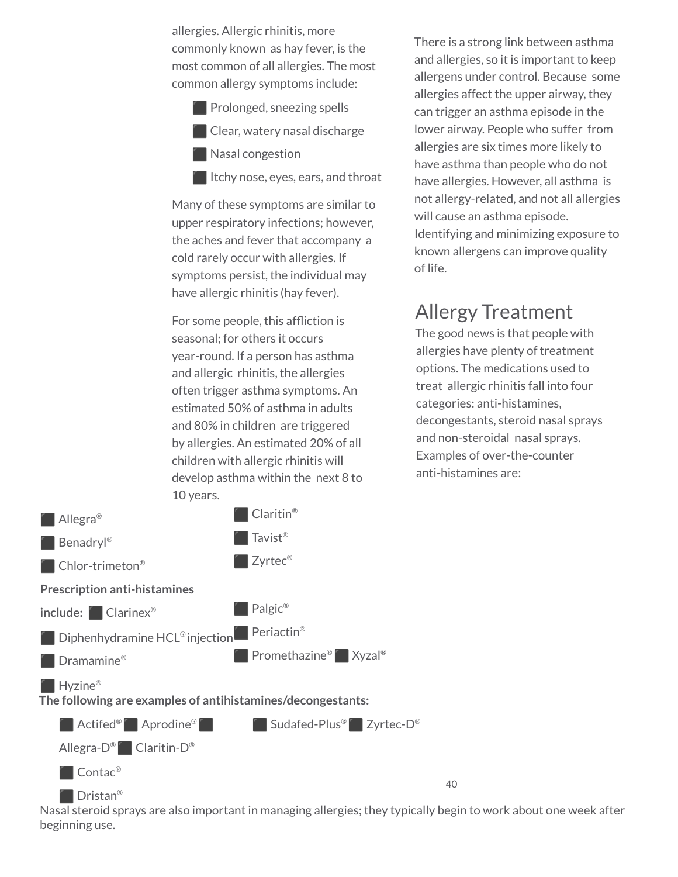allergies. Allergic rhinitis, more commonly known as hay fever, is the most common of all allergies. The most common allergy symptoms include:

- Prolonged, sneezing spells
- Clear, watery nasal discharge
- Nasal congestion
- Itchy nose, eyes, ears, and throat

Many of these symptoms are similar to upper respiratory infections; however, the aches and fever that accompany a cold rarely occur with allergies. If symptoms persist, the individual may have allergic rhinitis (hay fever).

For some people, this affliction is seasonal; for others it occurs year-round. If a person has asthma and allergic rhinitis, the allergies often trigger asthma symptoms. An estimated 50% of asthma in adults and 80% in children are triggered by allergies. An estimated 20% of all children with allergic rhinitis will develop asthma within the next 8 to 10 years.

There is a strong link between asthma and allergies, so it is important to keep allergens under control. Because some allergies affect the upper airway, they can trigger an asthma episode in the lower airway. People who suffer from allergies are six times more likely to have asthma than people who do not have allergies. However, all asthma is not allergy-related, and not all allergies will cause an asthma episode. Identifying and minimizing exposure to known allergens can improve quality of life.

## Allergy Treatment

The good news is that people with allergies have plenty of treatment options. The medications used to treat allergic rhinitis fall into four categories: anti-histamines, decongestants, steroid nasal sprays and non-steroidal nasal sprays. Examples of over-the-counter anti-histamines are:

- Allegra®
- Benadryl®
- Chlor-trimeton®
- Claritin®
- Tavist®
- Zyrtec®

**Prescription anti-histamines include:**

- Clarinex®
- Diphenhydramine HCL® injection
- Dramamine®
- Hyzine®
- Palgic®
- Periactin®
- Promethazine®
- Xyzal®

**The following are examples of antihistamines/decongestants:**

- Actifed®
- Aprodine®
- Allegra-D®
- Claritin-D®
- Contac®
- Dristan®
- Sudafed-Plus®
- Zyrtec-D®

Nasal steroid sprays are also important in managing allergies; they typically begin to work about one week after beginning use.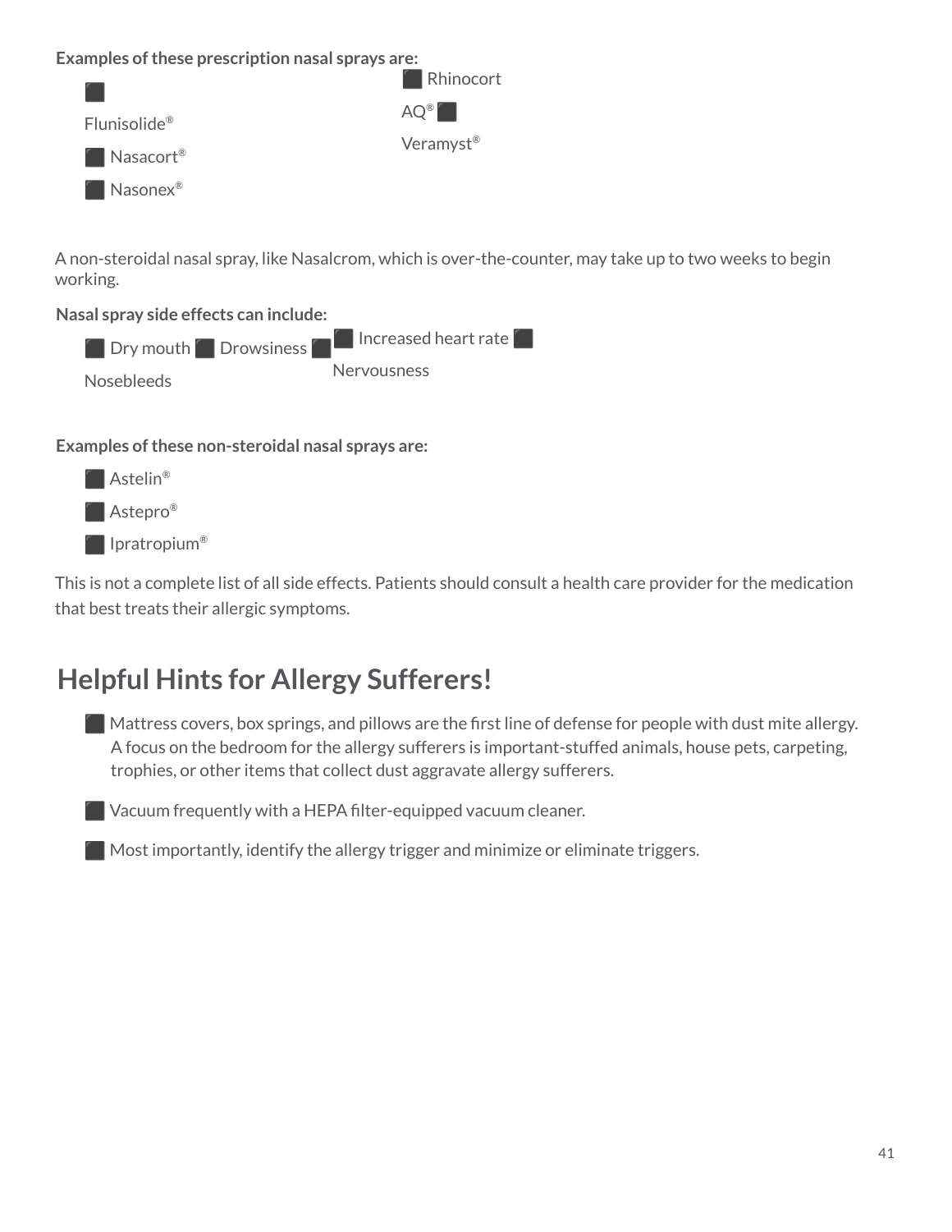**Examples of these prescription nasal sprays are:**

- Flunisolide®
- Nasacort®
- Nasonex®
- Rhinocort AQ®
- Veramyst®

A non-steroidal nasal spray, like Nasalcrom, which is over-the-counter, may take up to two weeks to begin working.

**Nasal spray side effects can include:**

- Dry mouth
- Drowsiness
- Nosebleeds
- Increased heart rate
- Nervousness

**Examples of these non-steroidal nasal sprays are:**

- Astelin®
- Astepro®
- Ipratropium®

This is not a complete list of all side effects. Patients should consult a health care provider for the medication that best treats their allergic symptoms.

## Helpful Hints for Allergy Sufferers!

- Mattress covers, box springs, and pillows are the first line of defense for people with dust mite allergy. A focus on the bedroom for the allergy sufferers is important-stuffed animals, house pets, carpeting, trophies, or other items that collect dust aggravate allergy sufferers.
- Vacuum frequently with a HEPA filter-equipped vacuum cleaner.
- Most importantly, identify the allergy trigger and minimize or eliminate triggers.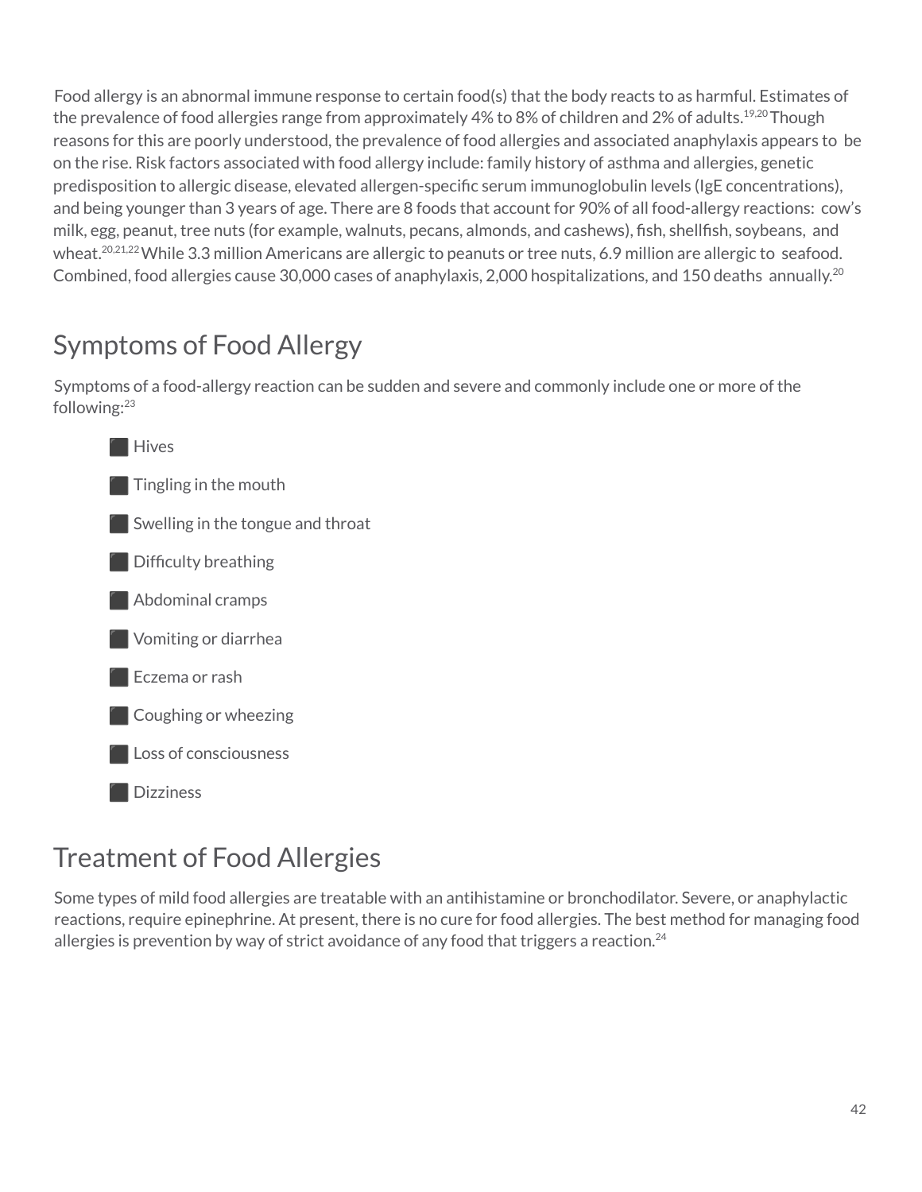Food allergy is an abnormal immune response to certain food(s) that the body reacts to as harmful. Estimates of the prevalence of food allergies range from approximately 4% to 8% of children and 2% of adults.[19,20] Though reasons for this are poorly understood, the prevalence of food allergies and associated anaphylaxis appears to be on the rise. Risk factors associated with food allergy include: family history of asthma and allergies, genetic predisposition to allergic disease, elevated allergen-specific serum immunoglobulin levels (IgE concentrations), and being younger than 3 years of age. There are 8 foods that account for 90% of all food-allergy reactions: cow's milk, egg, peanut, tree nuts (for example, walnuts, pecans, almonds, and cashews), fish, shellfish, soybeans, and wheat.[20,21,22] While 3.3 million Americans are allergic to peanuts or tree nuts, 6.9 million are allergic to seafood. Combined, food allergies cause 30,000 cases of anaphylaxis, 2,000 hospitalizations, and 150 deaths annually.[20]

## Symptoms of Food Allergy

Symptoms of a food-allergy reaction can be sudden and severe and commonly include one or more of the following:[23]

- Hives
- Tingling in the mouth
- Swelling in the tongue and throat
- Difficulty breathing
- Abdominal cramps
- Vomiting or diarrhea
- Eczema or rash
- Coughing or wheezing
- Loss of consciousness
- Dizziness

## Treatment of Food Allergies

Some types of mild food allergies are treatable with an antihistamine or bronchodilator. Severe, or anaphylactic reactions, require epinephrine. At present, there is no cure for food allergies. The best method for managing food allergies is prevention by way of strict avoidance of any food that triggers a reaction.[24]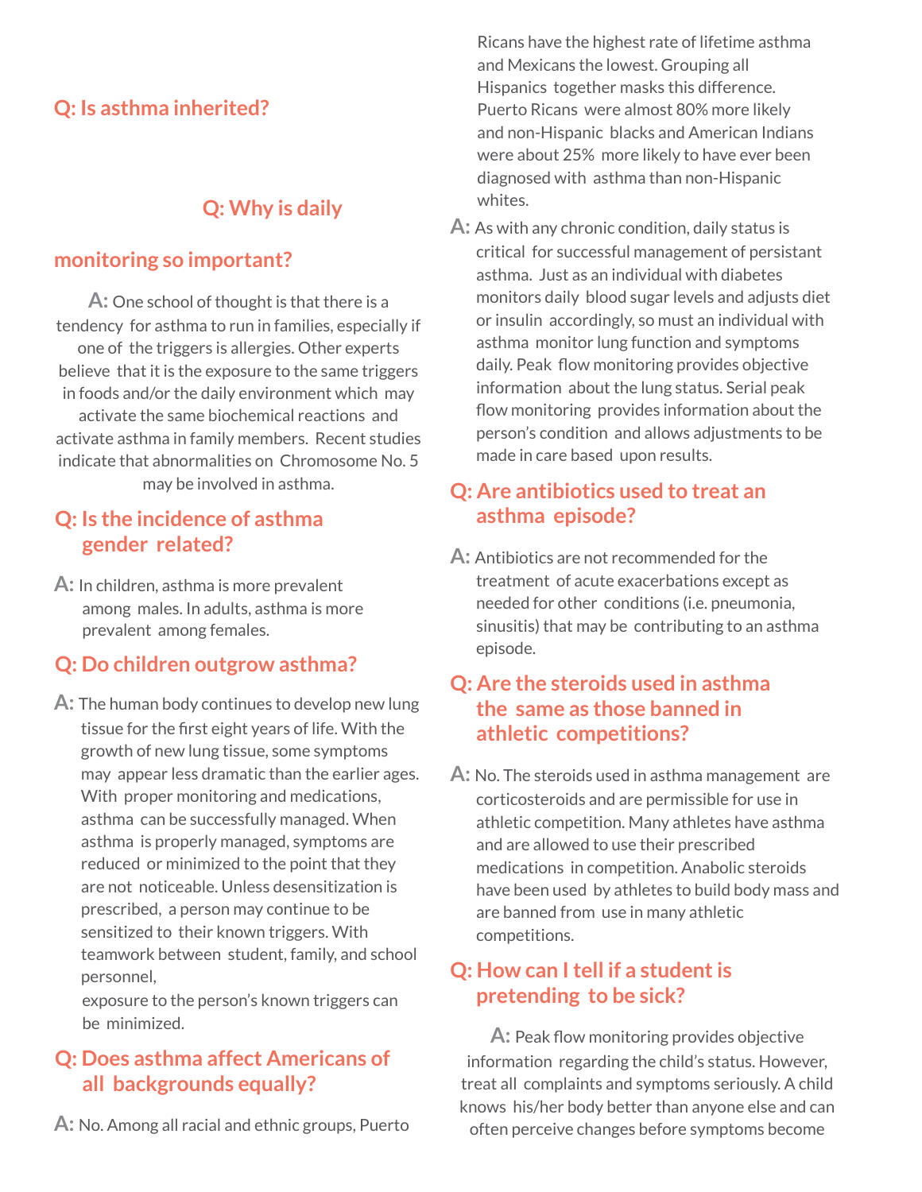## Q: Is asthma inherited?

## Q: Why is daily monitoring so important?

**A:** One school of thought is that there is a tendency for asthma to run in families, especially if one of the triggers is allergies. Other experts believe that it is the exposure to the same triggers in foods and/or the daily environment which may activate the same biochemical reactions and activate asthma in family members. Recent studies indicate that abnormalities on Chromosome No. 5 may be involved in asthma.

## Q: Is the incidence of asthma gender related?

**A:** In children, asthma is more prevalent among males. In adults, asthma is more prevalent among females.

## Q: Do children outgrow asthma?

**A:** The human body continues to develop new lung tissue for the first eight years of life. With the growth of new lung tissue, some symptoms may appear less dramatic than the earlier ages. With proper monitoring and medications, asthma can be successfully managed. When asthma is properly managed, symptoms are reduced or minimized to the point that they are not noticeable. Unless desensitization is prescribed, a person may continue to be sensitized to their known triggers. With teamwork between student, family, and school personnel, exposure to the person's known triggers can be minimized.

## Q: Does asthma affect Americans of all backgrounds equally?

**A:** No. Among all racial and ethnic groups, Puerto Ricans have the highest rate of lifetime asthma and Mexicans the lowest. Grouping all Hispanics together masks this difference. Puerto Ricans were almost 80% more likely and non-Hispanic blacks and American Indians were about 25% more likely to have ever been diagnosed with asthma than non-Hispanic whites.

**A:** As with any chronic condition, daily status is critical for successful management of persistant asthma. Just as an individual with diabetes monitors daily blood sugar levels and adjusts diet or insulin accordingly, so must an individual with asthma monitor lung function and symptoms daily. Peak flow monitoring provides objective information about the lung status. Serial peak flow monitoring provides information about the person's condition and allows adjustments to be made in care based upon results.

## Q: Are antibiotics used to treat an asthma episode?

**A:** Antibiotics are not recommended for the treatment of acute exacerbations except as needed for other conditions (i.e. pneumonia, sinusitis) that may be contributing to an asthma episode.

## Q: Are the steroids used in asthma the same as those banned in athletic competitions?

**A:** No. The steroids used in asthma management are corticosteroids and are permissible for use in athletic competition. Many athletes have asthma and are allowed to use their prescribed medications in competition. Anabolic steroids have been used by athletes to build body mass and are banned from use in many athletic competitions.

## Q: How can I tell if a student is pretending to be sick?

**A:** Peak flow monitoring provides objective information regarding the child's status. However, treat all complaints and symptoms seriously. A child knows his/her body better than anyone else and can often perceive changes before symptoms become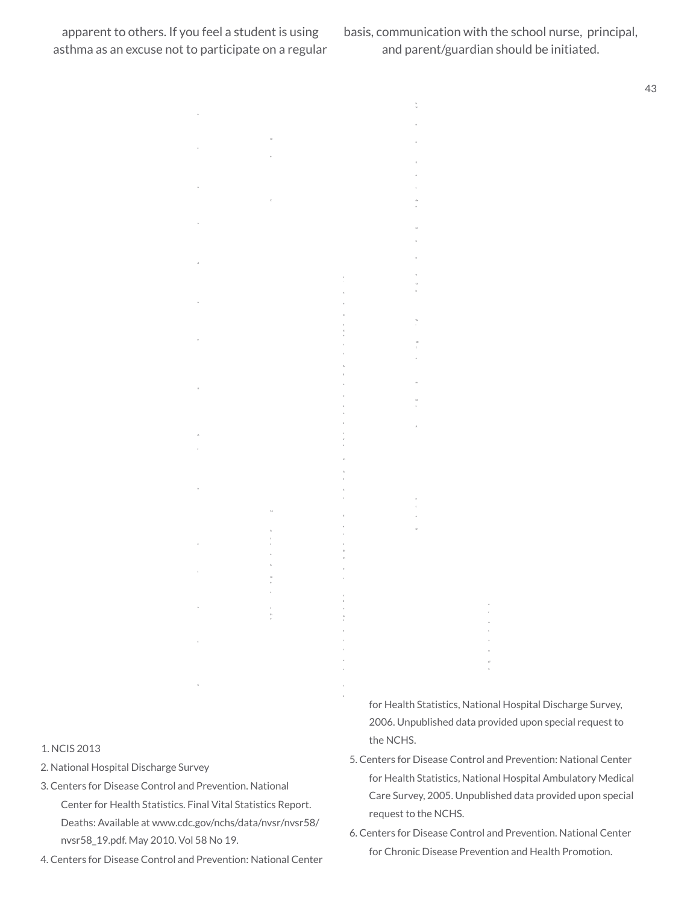apparent to others. If you feel a student is using asthma as an excuse not to participate on a regular basis, communication with the school nurse, principal, and parent/guardian should be initiated.

1. NCIS 2013
2. National Hospital Discharge Survey
3. Centers for Disease Control and Prevention. National Center for Health Statistics. Final Vital Statistics Report. Deaths: Available at www.cdc.gov/nchs/data/nvsr/nvsr58/nvsr58_19.pdf. May 2010. Vol 58 No 19.
4. Centers for Disease Control and Prevention: National Center for Health Statistics, National Hospital Discharge Survey, 2006. Unpublished data provided upon special request to the NCHS.
5. Centers for Disease Control and Prevention: National Center for Health Statistics, National Hospital Ambulatory Medical Care Survey, 2005. Unpublished data provided upon special request to the NCHS.
6. Centers for Disease Control and Prevention. National Center for Chronic Disease Prevention and Health Promotion.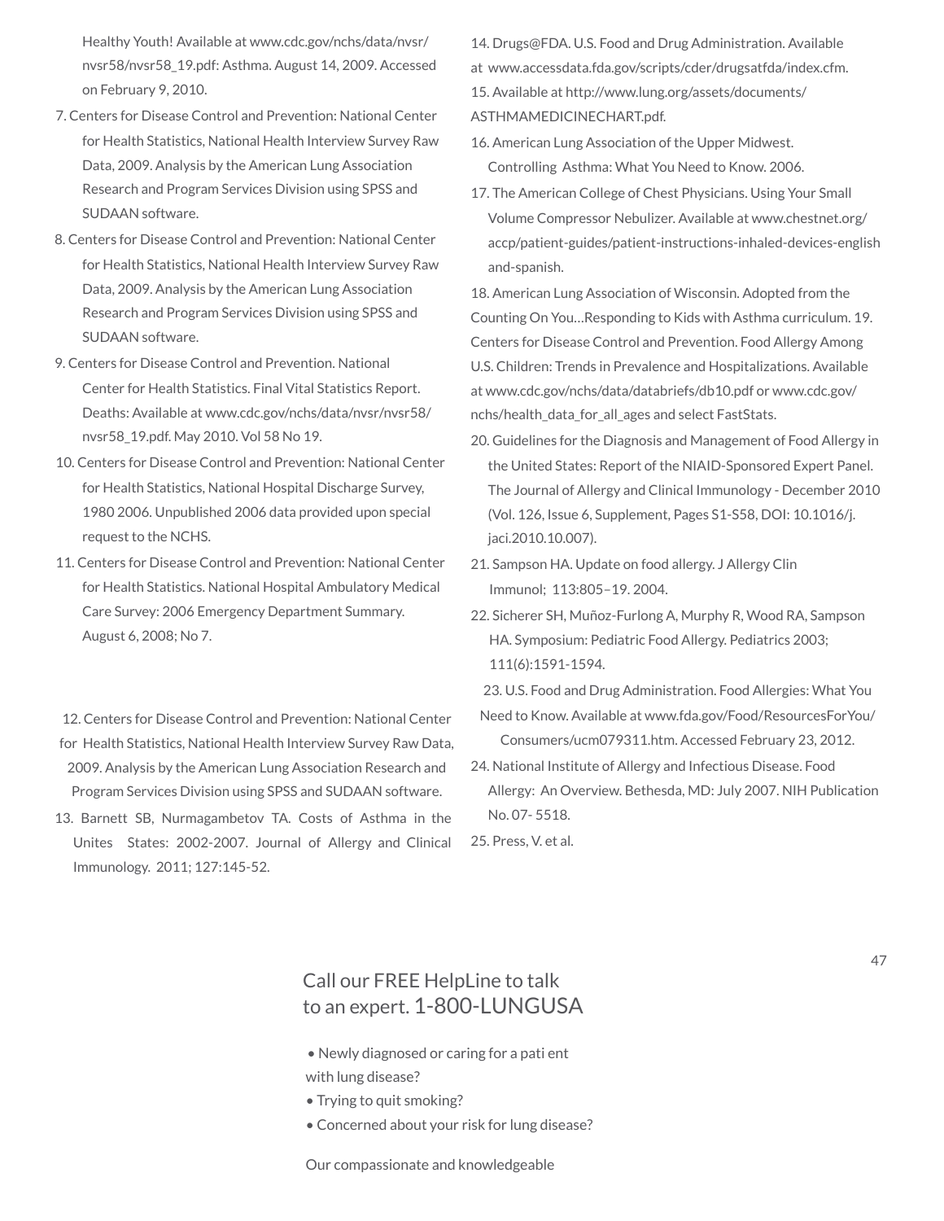Healthy Youth! Available at www.cdc.gov/nchs/data/nvsr/nvsr58/nvsr58_19.pdf: Asthma. August 14, 2009. Accessed on February 9, 2010.

7. Centers for Disease Control and Prevention: National Center for Health Statistics, National Health Interview Survey Raw Data, 2009. Analysis by the American Lung Association Research and Program Services Division using SPSS and SUDAAN software.
8. Centers for Disease Control and Prevention: National Center for Health Statistics, National Health Interview Survey Raw Data, 2009. Analysis by the American Lung Association Research and Program Services Division using SPSS and SUDAAN software.
9. Centers for Disease Control and Prevention. National Center for Health Statistics. Final Vital Statistics Report. Deaths: Available at www.cdc.gov/nchs/data/nvsr/nvsr58/nvsr58_19.pdf. May 2010. Vol 58 No 19.
10. Centers for Disease Control and Prevention: National Center for Health Statistics, National Hospital Discharge Survey, 1980 2006. Unpublished 2006 data provided upon special request to the NCHS.
11. Centers for Disease Control and Prevention: National Center for Health Statistics. National Hospital Ambulatory Medical Care Survey: 2006 Emergency Department Summary. August 6, 2008; No 7.
12. Centers for Disease Control and Prevention: National Center for Health Statistics, National Health Interview Survey Raw Data, 2009. Analysis by the American Lung Association Research and Program Services Division using SPSS and SUDAAN software.
13. Barnett SB, Nurmagambetov TA. Costs of Asthma in the Unites States: 2002-2007. Journal of Allergy and Clinical Immunology. 2011; 127:145-52.
14. Drugs@FDA. U.S. Food and Drug Administration. Available at www.accessdata.fda.gov/scripts/cder/drugsatfda/index.cfm.
15. Available at http://www.lung.org/assets/documents/ASTHMAMEDICINECHART.pdf.
16. American Lung Association of the Upper Midwest. Controlling Asthma: What You Need to Know. 2006.
17. The American College of Chest Physicians. Using Your Small Volume Compressor Nebulizer. Available at www.chestnet.org/accp/patient-guides/patient-instructions-inhaled-devices-english and-spanish.
18. American Lung Association of Wisconsin. Adopted from the Counting On You…Responding to Kids with Asthma curriculum.
19. Centers for Disease Control and Prevention. Food Allergy Among U.S. Children: Trends in Prevalence and Hospitalizations. Available at www.cdc.gov/nchs/data/databriefs/db10.pdf or www.cdc.gov/nchs/health_data_for_all_ages and select FastStats.
20. Guidelines for the Diagnosis and Management of Food Allergy in the United States: Report of the NIAID-Sponsored Expert Panel. The Journal of Allergy and Clinical Immunology - December 2010 (Vol. 126, Issue 6, Supplement, Pages S1-S58, DOI: 10.1016/j.jaci.2010.10.007).
21. Sampson HA. Update on food allergy. J Allergy Clin Immunol; 113:805–19. 2004.
22. Sicherer SH, Muñoz-Furlong A, Murphy R, Wood RA, Sampson HA. Symposium: Pediatric Food Allergy. Pediatrics 2003; 111(6):1591-1594.
23. U.S. Food and Drug Administration. Food Allergies: What You Need to Know. Available at www.fda.gov/Food/ResourcesForYou/Consumers/ucm079311.htm. Accessed February 23, 2012.
24. National Institute of Allergy and Infectious Disease. Food Allergy: An Overview. Bethesda, MD: July 2007. NIH Publication No. 07- 5518.
25. Press, V. et al.

Call our FREE HelpLine to talk to an expert. 1-800-LUNGUSA

- Newly diagnosed or caring for a pati ent with lung disease?
- Trying to quit smoking?
- Concerned about your risk for lung disease?

Our compassionate and knowledgeable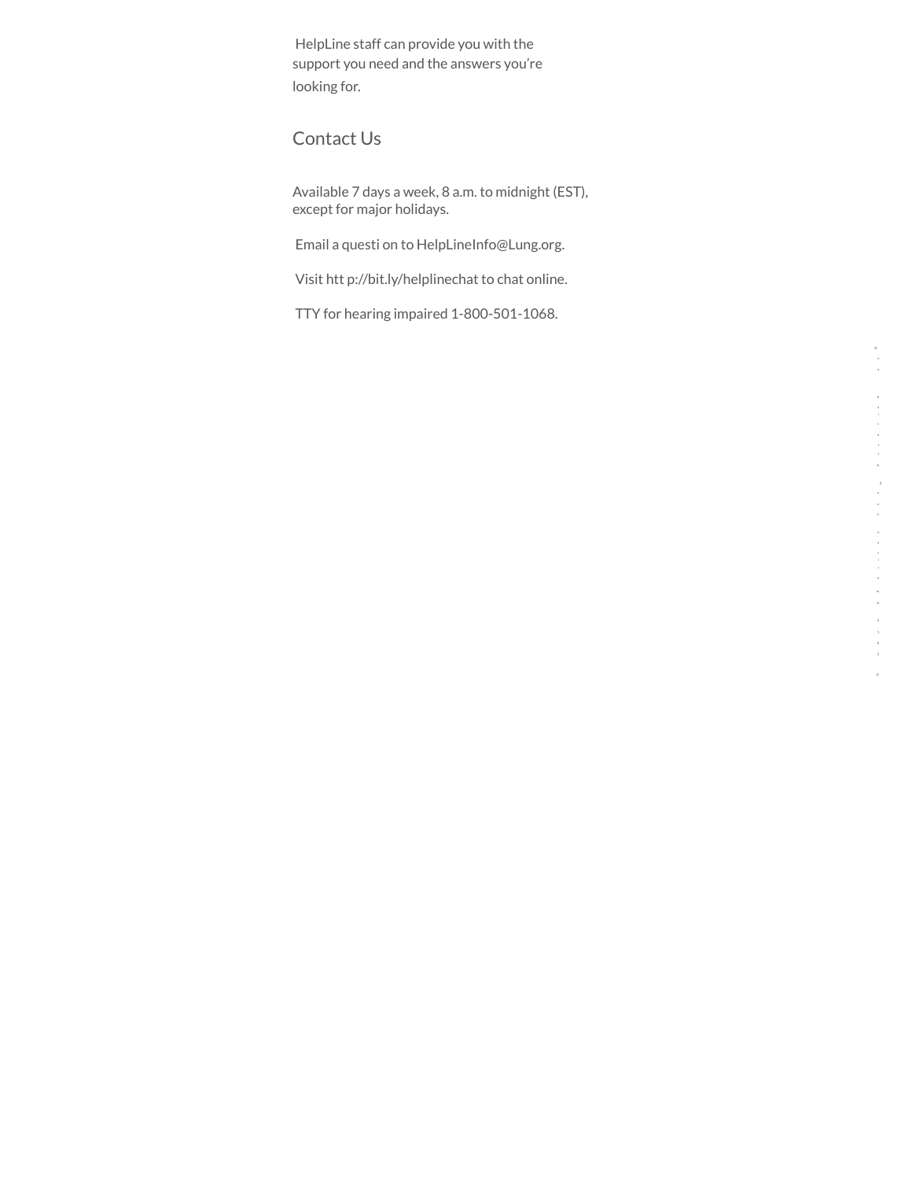HelpLine staff can provide you with the support you need and the answers you're looking for.

## Contact Us

Available 7 days a week, 8 a.m. to midnight (EST), except for major holidays.

Email a questi on to HelpLineInfo@Lung.org.

Visit htt p://bit.ly/helplinechat to chat online.

TTY for hearing impaired 1-800-501-1068.